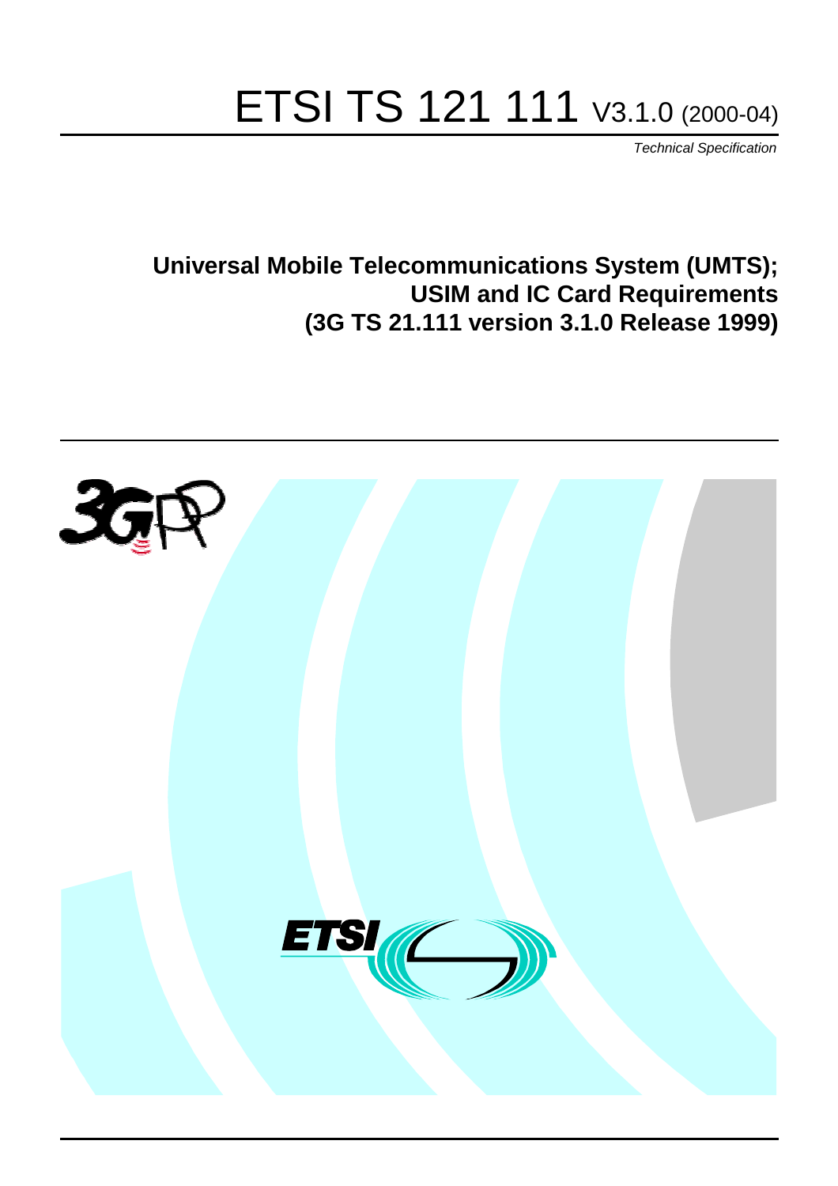# ETSI TS 121 111 V3.1.0 (2000-04)

*Technical Specification*

**Universal Mobile Telecommunications System (UMTS); USIM and IC Card Requirements (3G TS 21.111 version 3.1.0 Release 1999)**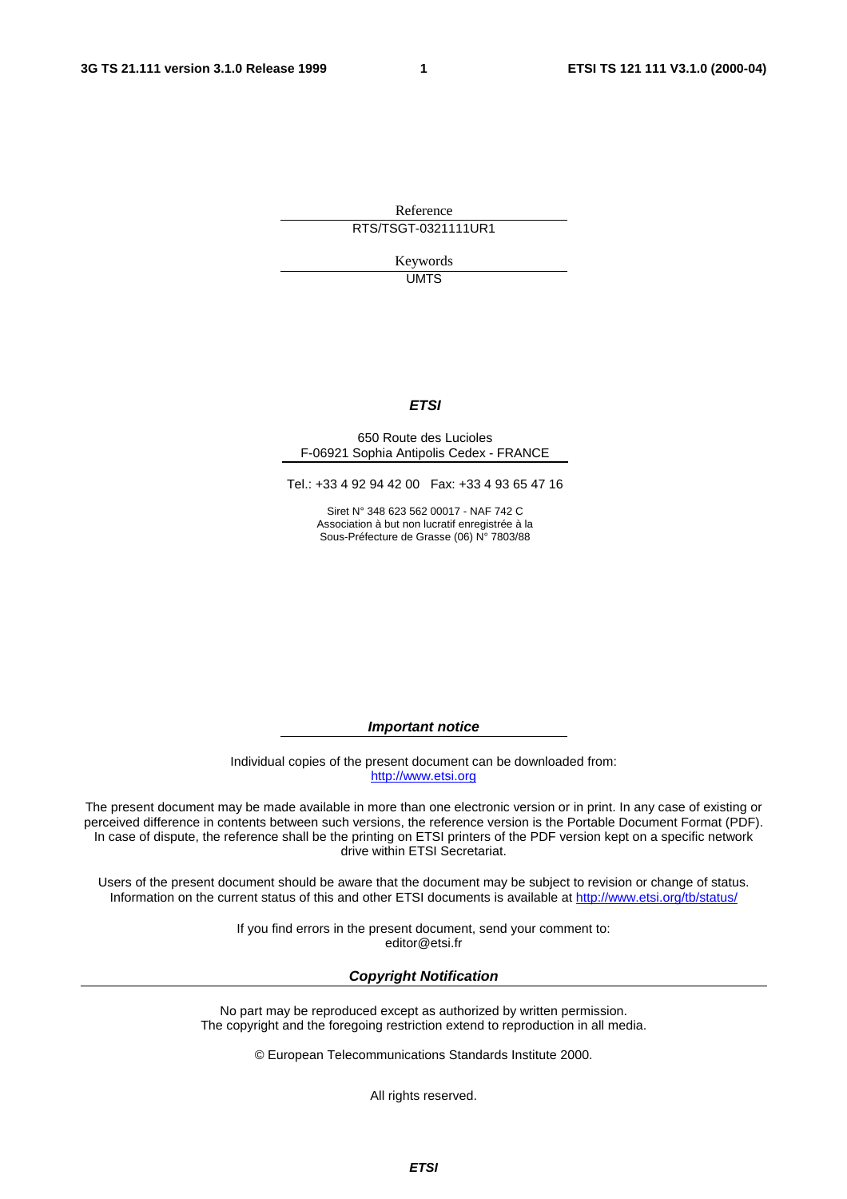Reference

RTS/TSGT-0321111UR1

Keywords

UMTS

***ETSI***

650 Route des Lucioles
F-06921 Sophia Antipolis Cedex - FRANCE

Tel.: +33 4 92 94 42 00 Fax: +33 4 93 65 47 16

Siret N° 348 623 562 00017 - NAF 742 C
Association à but non lucratif enregistrée à la
Sous-Préfecture de Grasse (06) N° 7803/88

***Important notice***

Individual copies of the present document can be downloaded from:
http://www.etsi.org

The present document may be made available in more than one electronic version or in print. In any case of existing or perceived difference in contents between such versions, the reference version is the Portable Document Format (PDF). In case of dispute, the reference shall be the printing on ETSI printers of the PDF version kept on a specific network drive within ETSI Secretariat.

Users of the present document should be aware that the document may be subject to revision or change of status. Information on the current status of this and other ETSI documents is available at http://www.etsi.org/tb/status/

If you find errors in the present document, send your comment to:
editor@etsi.fr

***Copyright Notification***

No part may be reproduced except as authorized by written permission.
The copyright and the foregoing restriction extend to reproduction in all media.

© European Telecommunications Standards Institute 2000.

All rights reserved.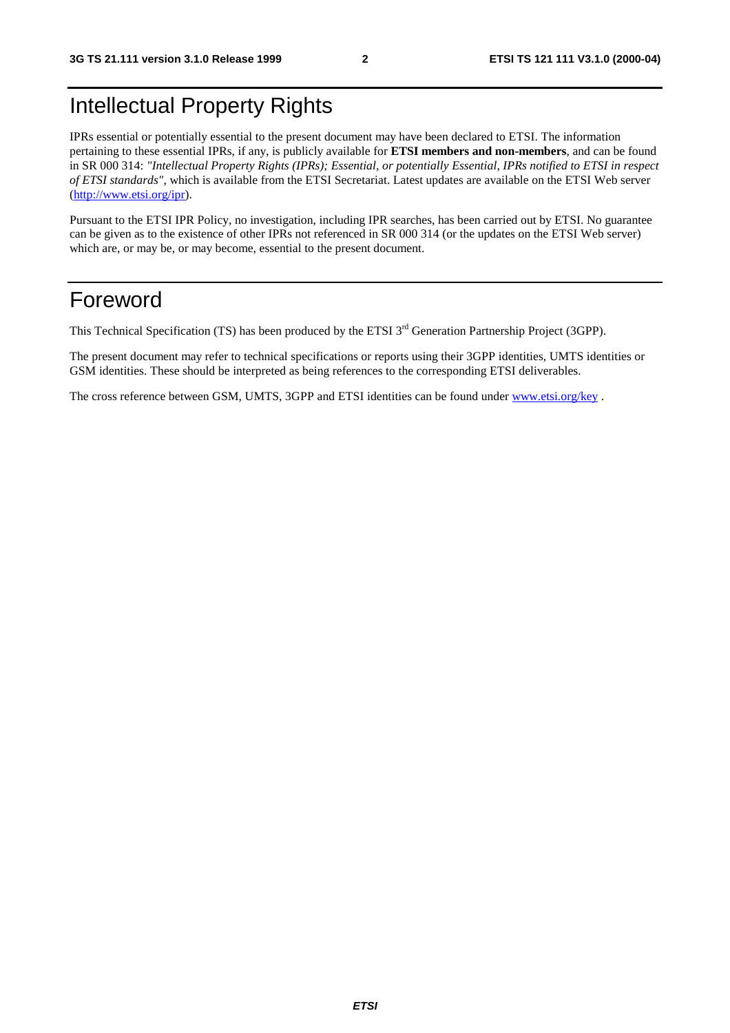# Intellectual Property Rights

IPRs essential or potentially essential to the present document may have been declared to ETSI. The information pertaining to these essential IPRs, if any, is publicly available for **ETSI members and non-members**, and can be found in SR 000 314: *"Intellectual Property Rights (IPRs); Essential, or potentially Essential, IPRs notified to ETSI in respect of ETSI standards"*, which is available from the ETSI Secretariat. Latest updates are available on the ETSI Web server (http://www.etsi.org/ipr).

Pursuant to the ETSI IPR Policy, no investigation, including IPR searches, has been carried out by ETSI. No guarantee can be given as to the existence of other IPRs not referenced in SR 000 314 (or the updates on the ETSI Web server) which are, or may be, or may become, essential to the present document.

# Foreword

This Technical Specification (TS) has been produced by the ETSI 3rd Generation Partnership Project (3GPP).

The present document may refer to technical specifications or reports using their 3GPP identities, UMTS identities or GSM identities. These should be interpreted as being references to the corresponding ETSI deliverables.

The cross reference between GSM, UMTS, 3GPP and ETSI identities can be found under www.etsi.org/key .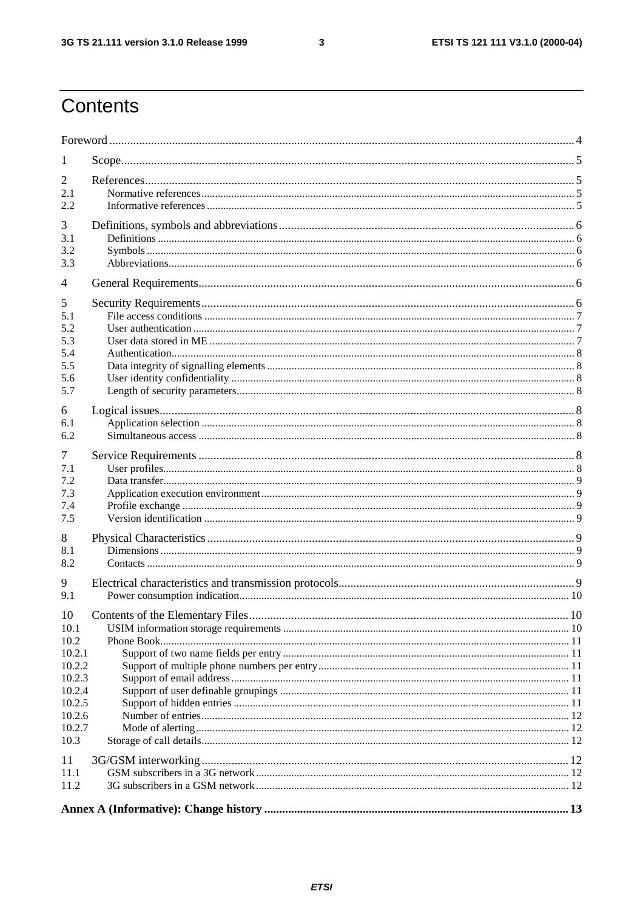# Contents

Foreword ..... 4

1 Scope ..... 5

2 References ..... 5
- 2.1 Normative references ..... 5
- 2.2 Informative references ..... 5

3 Definitions, symbols and abbreviations ..... 6
- 3.1 Definitions ..... 6
- 3.2 Symbols ..... 6
- 3.3 Abbreviations ..... 6

4 General Requirements ..... 6

5 Security Requirements ..... 6
- 5.1 File access conditions ..... 7
- 5.2 User authentication ..... 7
- 5.3 User data stored in ME ..... 7
- 5.4 Authentication ..... 8
- 5.5 Data integrity of signalling elements ..... 8
- 5.6 User identity confidentiality ..... 8
- 5.7 Length of security parameters ..... 8

6 Logical issues ..... 8
- 6.1 Application selection ..... 8
- 6.2 Simultaneous access ..... 8

7 Service Requirements ..... 8
- 7.1 User profiles ..... 8
- 7.2 Data transfer ..... 9
- 7.3 Application execution environment ..... 9
- 7.4 Profile exchange ..... 9
- 7.5 Version identification ..... 9

8 Physical Characteristics ..... 9
- 8.1 Dimensions ..... 9
- 8.2 Contacts ..... 9

9 Electrical characteristics and transmission protocols ..... 9
- 9.1 Power consumption indication ..... 10

10 Contents of the Elementary Files ..... 10
- 10.1 USIM information storage requirements ..... 10
- 10.2 Phone Book ..... 11
  - 10.2.1 Support of two name fields per entry ..... 11
  - 10.2.2 Support of multiple phone numbers per entry ..... 11
  - 10.2.3 Support of email address ..... 11
  - 10.2.4 Support of user definable groupings ..... 11
  - 10.2.5 Support of hidden entries ..... 11
  - 10.2.6 Number of entries ..... 12
  - 10.2.7 Mode of alerting ..... 12
- 10.3 Storage of call details ..... 12

11 3G/GSM interworking ..... 12
- 11.1 GSM subscribers in a 3G network ..... 12
- 11.2 3G subscribers in a GSM network ..... 12

**Annex A (Informative): Change history ..... 13**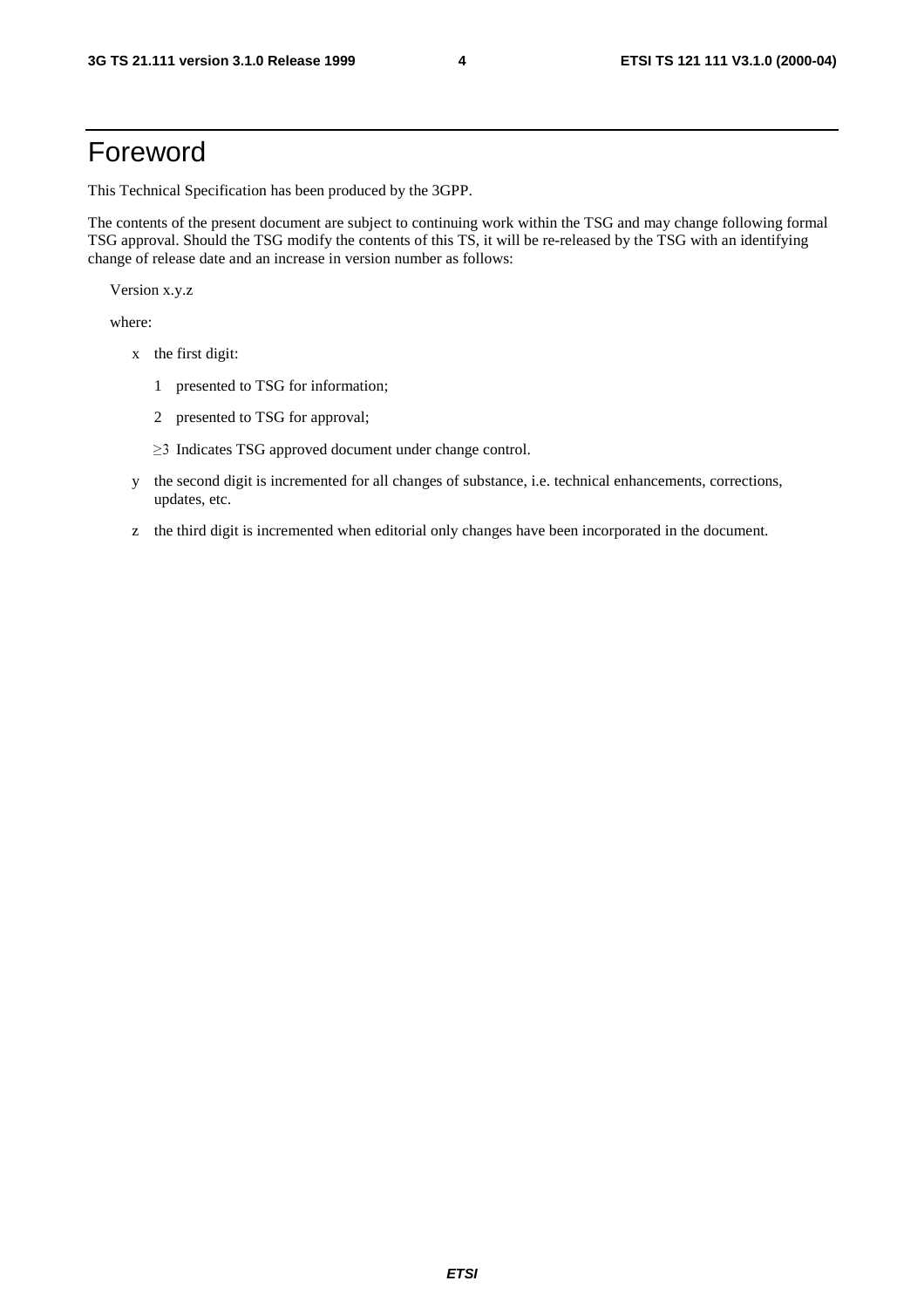# Foreword

This Technical Specification has been produced by the 3GPP.

The contents of the present document are subject to continuing work within the TSG and may change following formal TSG approval. Should the TSG modify the contents of this TS, it will be re-released by the TSG with an identifying change of release date and an increase in version number as follows:

Version x.y.z

where:

- x the first digit:
  - 1 presented to TSG for information;
  - 2 presented to TSG for approval;
  - $\geq 3$ Indicates TSG approved document under change control.
- y the second digit is incremented for all changes of substance, i.e. technical enhancements, corrections, updates, etc.
- z the third digit is incremented when editorial only changes have been incorporated in the document.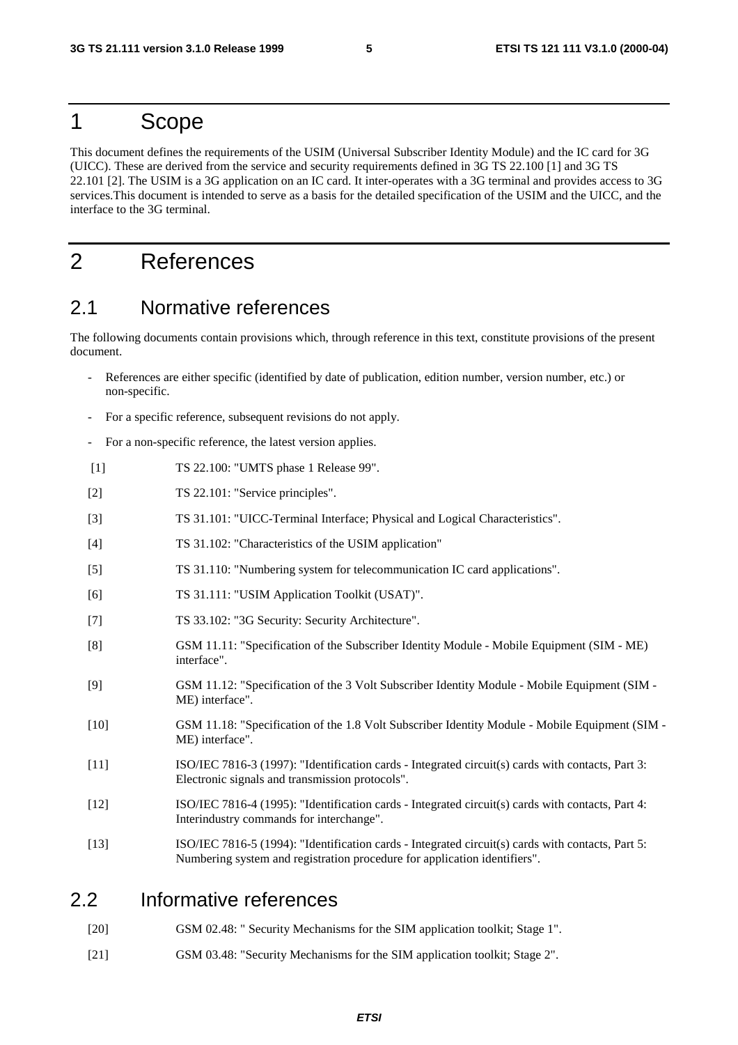# 1 Scope

This document defines the requirements of the USIM (Universal Subscriber Identity Module) and the IC card for 3G (UICC). These are derived from the service and security requirements defined in 3G TS 22.100 [1] and 3G TS 22.101 [2]. The USIM is a 3G application on an IC card. It inter-operates with a 3G terminal and provides access to 3G services.This document is intended to serve as a basis for the detailed specification of the USIM and the UICC, and the interface to the 3G terminal.

# 2 References

## 2.1 Normative references

The following documents contain provisions which, through reference in this text, constitute provisions of the present document.

- References are either specific (identified by date of publication, edition number, version number, etc.) or non-specific.
- For a specific reference, subsequent revisions do not apply.
- For a non-specific reference, the latest version applies.

[1] TS 22.100: "UMTS phase 1 Release 99".

[2] TS 22.101: "Service principles".

[3] TS 31.101: "UICC-Terminal Interface; Physical and Logical Characteristics".

[4] TS 31.102: "Characteristics of the USIM application"

[5] TS 31.110: "Numbering system for telecommunication IC card applications".

[6] TS 31.111: "USIM Application Toolkit (USAT)".

[7] TS 33.102: "3G Security: Security Architecture".

[8] GSM 11.11: "Specification of the Subscriber Identity Module - Mobile Equipment (SIM - ME) interface".

[9] GSM 11.12: "Specification of the 3 Volt Subscriber Identity Module - Mobile Equipment (SIM - ME) interface".

[10] GSM 11.18: "Specification of the 1.8 Volt Subscriber Identity Module - Mobile Equipment (SIM - ME) interface".

[11] ISO/IEC 7816-3 (1997): "Identification cards - Integrated circuit(s) cards with contacts, Part 3: Electronic signals and transmission protocols".

[12] ISO/IEC 7816-4 (1995): "Identification cards - Integrated circuit(s) cards with contacts, Part 4: Interindustry commands for interchange".

[13] ISO/IEC 7816-5 (1994): "Identification cards - Integrated circuit(s) cards with contacts, Part 5: Numbering system and registration procedure for application identifiers".

## 2.2 Informative references

[20] GSM 02.48: " Security Mechanisms for the SIM application toolkit; Stage 1".

[21] GSM 03.48: "Security Mechanisms for the SIM application toolkit; Stage 2".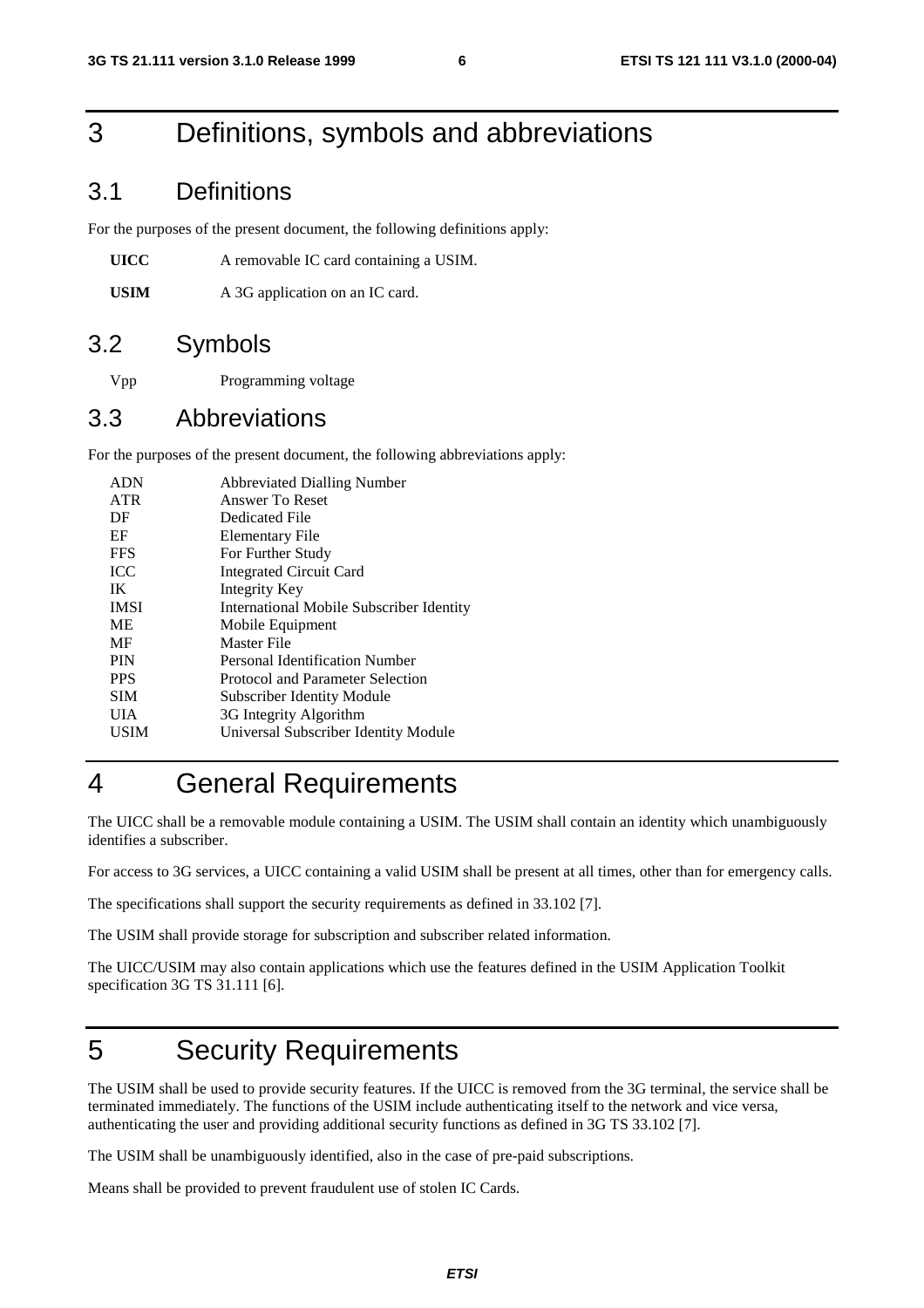# 3 Definitions, symbols and abbreviations

## 3.1 Definitions

For the purposes of the present document, the following definitions apply:

**UICC** A removable IC card containing a USIM.

**USIM** A 3G application on an IC card.

## 3.2 Symbols

Vpp Programming voltage

## 3.3 Abbreviations

For the purposes of the present document, the following abbreviations apply:

| | |
|---|---|
| ADN | Abbreviated Dialling Number |
| ATR | Answer To Reset |
| DF | Dedicated File |
| EF | Elementary File |
| FFS | For Further Study |
| ICC | Integrated Circuit Card |
| IK | Integrity Key |
| IMSI | International Mobile Subscriber Identity |
| ME | Mobile Equipment |
| MF | Master File |
| PIN | Personal Identification Number |
| PPS | Protocol and Parameter Selection |
| SIM | Subscriber Identity Module |
| UIA | 3G Integrity Algorithm |
| USIM | Universal Subscriber Identity Module |

# 4 General Requirements

The UICC shall be a removable module containing a USIM. The USIM shall contain an identity which unambiguously identifies a subscriber.

For access to 3G services, a UICC containing a valid USIM shall be present at all times, other than for emergency calls.

The specifications shall support the security requirements as defined in 33.102 [7].

The USIM shall provide storage for subscription and subscriber related information.

The UICC/USIM may also contain applications which use the features defined in the USIM Application Toolkit specification 3G TS 31.111 [6].

# 5 Security Requirements

The USIM shall be used to provide security features. If the UICC is removed from the 3G terminal, the service shall be terminated immediately. The functions of the USIM include authenticating itself to the network and vice versa, authenticating the user and providing additional security functions as defined in 3G TS 33.102 [7].

The USIM shall be unambiguously identified, also in the case of pre-paid subscriptions.

Means shall be provided to prevent fraudulent use of stolen IC Cards.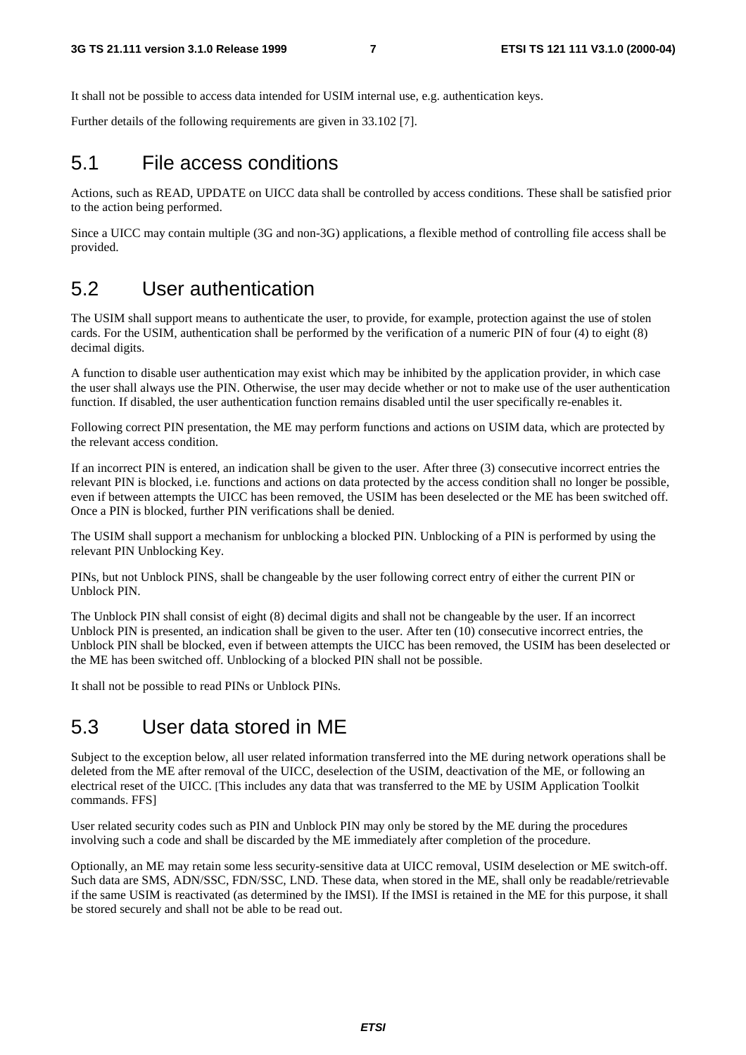It shall not be possible to access data intended for USIM internal use, e.g. authentication keys.

Further details of the following requirements are given in 33.102 [7].

## 5.1 File access conditions

Actions, such as READ, UPDATE on UICC data shall be controlled by access conditions. These shall be satisfied prior to the action being performed.

Since a UICC may contain multiple (3G and non-3G) applications, a flexible method of controlling file access shall be provided.

## 5.2 User authentication

The USIM shall support means to authenticate the user, to provide, for example, protection against the use of stolen cards. For the USIM, authentication shall be performed by the verification of a numeric PIN of four (4) to eight (8) decimal digits.

A function to disable user authentication may exist which may be inhibited by the application provider, in which case the user shall always use the PIN. Otherwise, the user may decide whether or not to make use of the user authentication function. If disabled, the user authentication function remains disabled until the user specifically re-enables it.

Following correct PIN presentation, the ME may perform functions and actions on USIM data, which are protected by the relevant access condition.

If an incorrect PIN is entered, an indication shall be given to the user. After three (3) consecutive incorrect entries the relevant PIN is blocked, i.e. functions and actions on data protected by the access condition shall no longer be possible, even if between attempts the UICC has been removed, the USIM has been deselected or the ME has been switched off. Once a PIN is blocked, further PIN verifications shall be denied.

The USIM shall support a mechanism for unblocking a blocked PIN. Unblocking of a PIN is performed by using the relevant PIN Unblocking Key.

PINs, but not Unblock PINS, shall be changeable by the user following correct entry of either the current PIN or Unblock PIN.

The Unblock PIN shall consist of eight (8) decimal digits and shall not be changeable by the user. If an incorrect Unblock PIN is presented, an indication shall be given to the user. After ten (10) consecutive incorrect entries, the Unblock PIN shall be blocked, even if between attempts the UICC has been removed, the USIM has been deselected or the ME has been switched off. Unblocking of a blocked PIN shall not be possible.

It shall not be possible to read PINs or Unblock PINs.

## 5.3 User data stored in ME

Subject to the exception below, all user related information transferred into the ME during network operations shall be deleted from the ME after removal of the UICC, deselection of the USIM, deactivation of the ME, or following an electrical reset of the UICC. [This includes any data that was transferred to the ME by USIM Application Toolkit commands. FFS]

User related security codes such as PIN and Unblock PIN may only be stored by the ME during the procedures involving such a code and shall be discarded by the ME immediately after completion of the procedure.

Optionally, an ME may retain some less security-sensitive data at UICC removal, USIM deselection or ME switch-off. Such data are SMS, ADN/SSC, FDN/SSC, LND. These data, when stored in the ME, shall only be readable/retrievable if the same USIM is reactivated (as determined by the IMSI). If the IMSI is retained in the ME for this purpose, it shall be stored securely and shall not be able to be read out.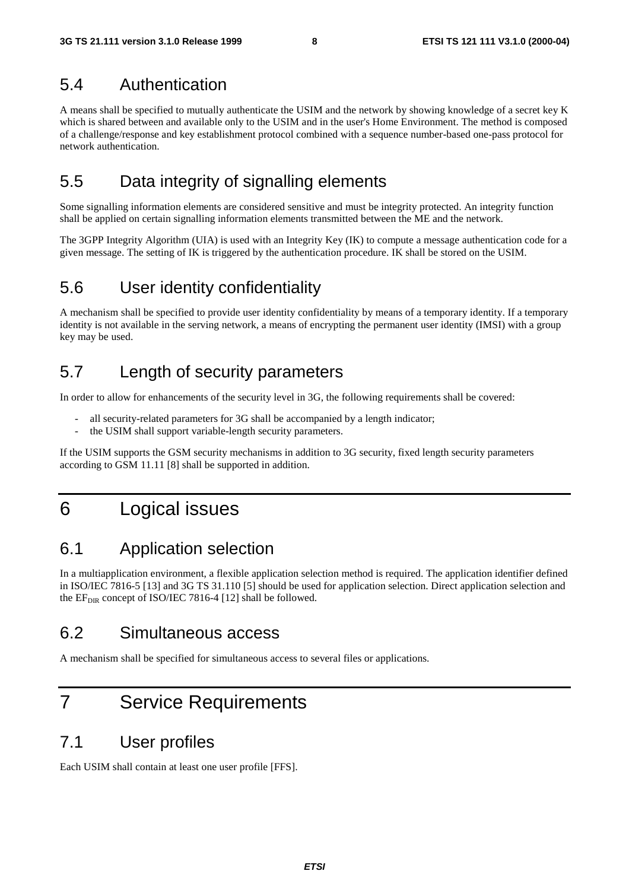## 5.4 Authentication

A means shall be specified to mutually authenticate the USIM and the network by showing knowledge of a secret key K which is shared between and available only to the USIM and in the user's Home Environment. The method is composed of a challenge/response and key establishment protocol combined with a sequence number-based one-pass protocol for network authentication.

## 5.5 Data integrity of signalling elements

Some signalling information elements are considered sensitive and must be integrity protected. An integrity function shall be applied on certain signalling information elements transmitted between the ME and the network.

The 3GPP Integrity Algorithm (UIA) is used with an Integrity Key (IK) to compute a message authentication code for a given message. The setting of IK is triggered by the authentication procedure. IK shall be stored on the USIM.

## 5.6 User identity confidentiality

A mechanism shall be specified to provide user identity confidentiality by means of a temporary identity. If a temporary identity is not available in the serving network, a means of encrypting the permanent user identity (IMSI) with a group key may be used.

## 5.7 Length of security parameters

In order to allow for enhancements of the security level in 3G, the following requirements shall be covered:

- all security-related parameters for 3G shall be accompanied by a length indicator;
- the USIM shall support variable-length security parameters.

If the USIM supports the GSM security mechanisms in addition to 3G security, fixed length security parameters according to GSM 11.11 [8] shall be supported in addition.

# 6 Logical issues

## 6.1 Application selection

In a multiapplication environment, a flexible application selection method is required. The application identifier defined in ISO/IEC 7816-5 [13] and 3G TS 31.110 [5] should be used for application selection. Direct application selection and the $EF_{DIR}$ concept of ISO/IEC 7816-4 [12] shall be followed.

## 6.2 Simultaneous access

A mechanism shall be specified for simultaneous access to several files or applications.

# 7 Service Requirements

## 7.1 User profiles

Each USIM shall contain at least one user profile [FFS].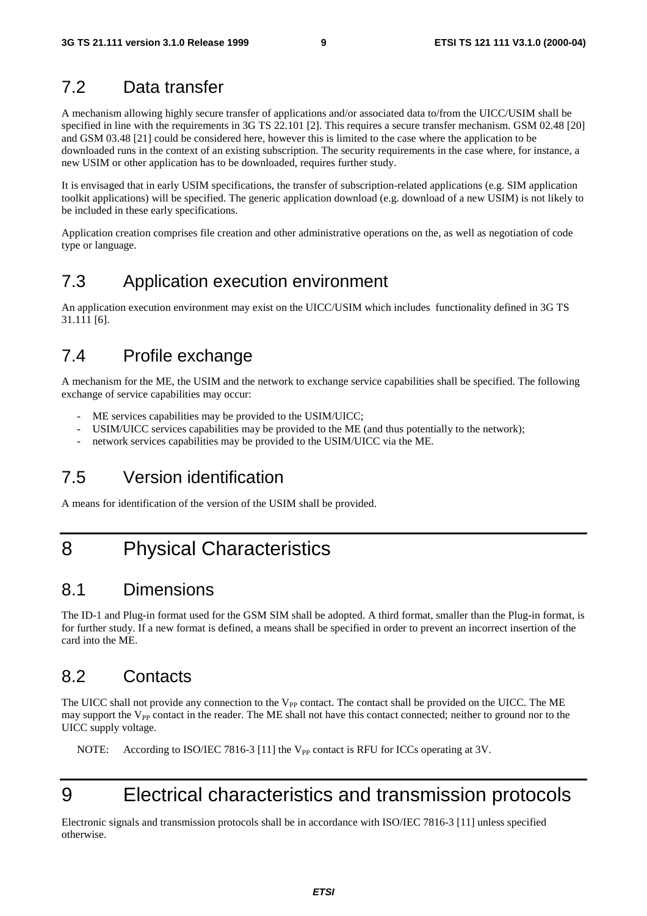## 7.2 Data transfer

A mechanism allowing highly secure transfer of applications and/or associated data to/from the UICC/USIM shall be specified in line with the requirements in 3G TS 22.101 [2]. This requires a secure transfer mechanism. GSM 02.48 [20] and GSM 03.48 [21] could be considered here, however this is limited to the case where the application to be downloaded runs in the context of an existing subscription. The security requirements in the case where, for instance, a new USIM or other application has to be downloaded, requires further study.

It is envisaged that in early USIM specifications, the transfer of subscription-related applications (e.g. SIM application toolkit applications) will be specified. The generic application download (e.g. download of a new USIM) is not likely to be included in these early specifications.

Application creation comprises file creation and other administrative operations on the, as well as negotiation of code type or language.

## 7.3 Application execution environment

An application execution environment may exist on the UICC/USIM which includes functionality defined in 3G TS 31.111 [6].

## 7.4 Profile exchange

A mechanism for the ME, the USIM and the network to exchange service capabilities shall be specified. The following exchange of service capabilities may occur:

- ME services capabilities may be provided to the USIM/UICC;
- USIM/UICC services capabilities may be provided to the ME (and thus potentially to the network);
- network services capabilities may be provided to the USIM/UICC via the ME.

## 7.5 Version identification

A means for identification of the version of the USIM shall be provided.

# 8 Physical Characteristics

## 8.1 Dimensions

The ID-1 and Plug-in format used for the GSM SIM shall be adopted. A third format, smaller than the Plug-in format, is for further study. If a new format is defined, a means shall be specified in order to prevent an incorrect insertion of the card into the ME.

## 8.2 Contacts

The UICC shall not provide any connection to the $V_{PP}$ contact. The contact shall be provided on the UICC. The ME may support the $V_{PP}$ contact in the reader. The ME shall not have this contact connected; neither to ground nor to the UICC supply voltage.

NOTE: According to ISO/IEC 7816-3 [11] the $V_{PP}$ contact is RFU for ICCs operating at 3V.

# 9 Electrical characteristics and transmission protocols

Electronic signals and transmission protocols shall be in accordance with ISO/IEC 7816-3 [11] unless specified otherwise.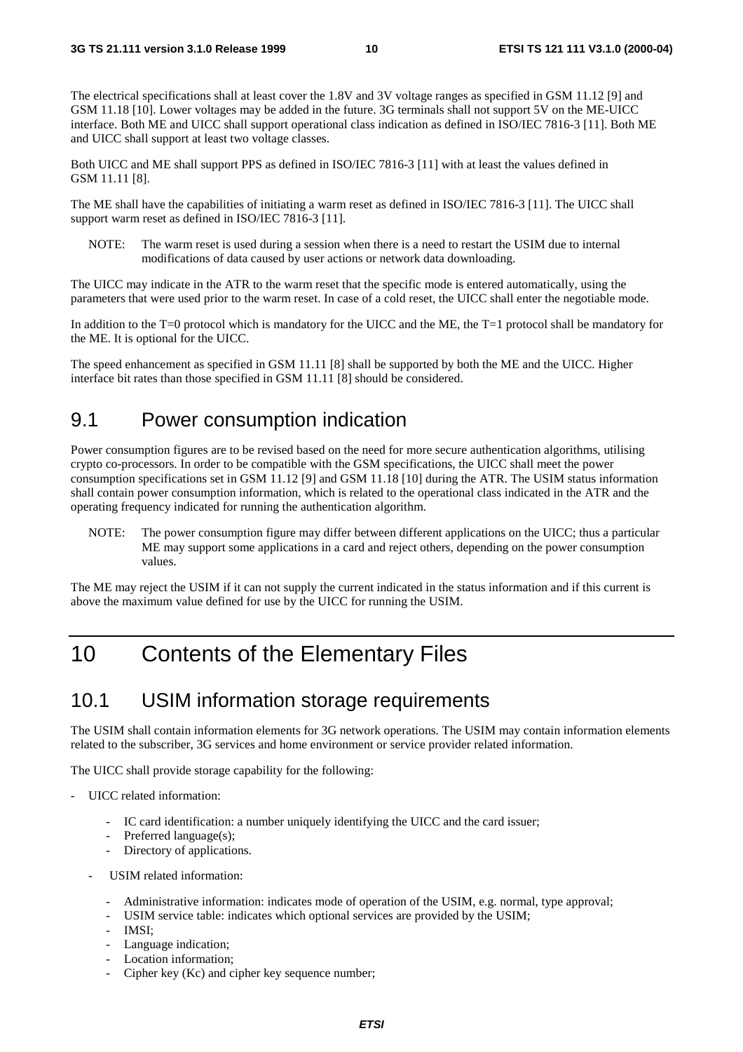The electrical specifications shall at least cover the 1.8V and 3V voltage ranges as specified in GSM 11.12 [9] and GSM 11.18 [10]. Lower voltages may be added in the future. 3G terminals shall not support 5V on the ME-UICC interface. Both ME and UICC shall support operational class indication as defined in ISO/IEC 7816-3 [11]. Both ME and UICC shall support at least two voltage classes.

Both UICC and ME shall support PPS as defined in ISO/IEC 7816-3 [11] with at least the values defined in GSM 11.11 [8].

The ME shall have the capabilities of initiating a warm reset as defined in ISO/IEC 7816-3 [11]. The UICC shall support warm reset as defined in ISO/IEC 7816-3 [11].

NOTE: The warm reset is used during a session when there is a need to restart the USIM due to internal modifications of data caused by user actions or network data downloading.

The UICC may indicate in the ATR to the warm reset that the specific mode is entered automatically, using the parameters that were used prior to the warm reset. In case of a cold reset, the UICC shall enter the negotiable mode.

In addition to the T=0 protocol which is mandatory for the UICC and the ME, the T=1 protocol shall be mandatory for the ME. It is optional for the UICC.

The speed enhancement as specified in GSM 11.11 [8] shall be supported by both the ME and the UICC. Higher interface bit rates than those specified in GSM 11.11 [8] should be considered.

## 9.1 Power consumption indication

Power consumption figures are to be revised based on the need for more secure authentication algorithms, utilising crypto co-processors. In order to be compatible with the GSM specifications, the UICC shall meet the power consumption specifications set in GSM 11.12 [9] and GSM 11.18 [10] during the ATR. The USIM status information shall contain power consumption information, which is related to the operational class indicated in the ATR and the operating frequency indicated for running the authentication algorithm.

NOTE: The power consumption figure may differ between different applications on the UICC; thus a particular ME may support some applications in a card and reject others, depending on the power consumption values.

The ME may reject the USIM if it can not supply the current indicated in the status information and if this current is above the maximum value defined for use by the UICC for running the USIM.

# 10 Contents of the Elementary Files

## 10.1 USIM information storage requirements

The USIM shall contain information elements for 3G network operations. The USIM may contain information elements related to the subscriber, 3G services and home environment or service provider related information.

The UICC shall provide storage capability for the following:

- UICC related information:
  - IC card identification: a number uniquely identifying the UICC and the card issuer;
  - Preferred language(s);
  - Directory of applications.
- USIM related information:
  - Administrative information: indicates mode of operation of the USIM, e.g. normal, type approval;
  - USIM service table: indicates which optional services are provided by the USIM;
  - IMSI;
  - Language indication;
  - Location information;
  - Cipher key (Kc) and cipher key sequence number;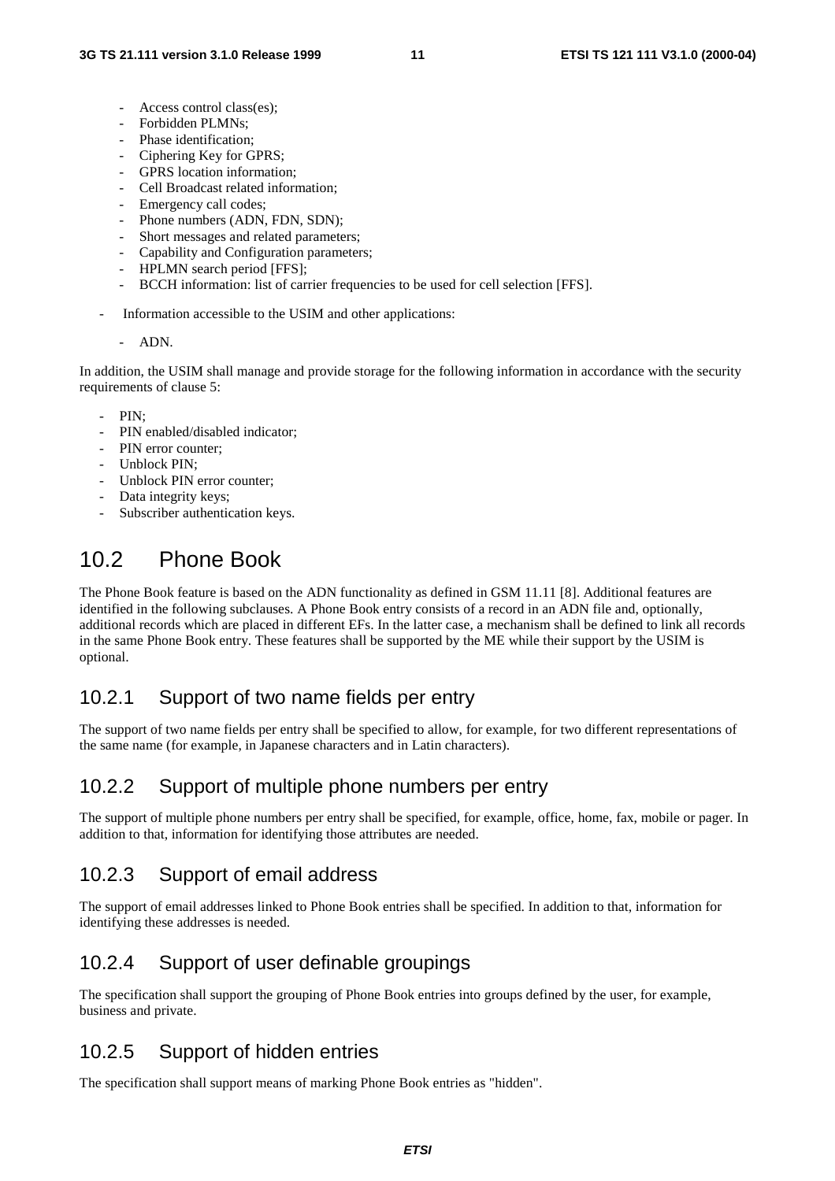- Access control class(es);
- Forbidden PLMNs;
- Phase identification;
- Ciphering Key for GPRS;
- GPRS location information;
- Cell Broadcast related information;
- Emergency call codes;
- Phone numbers (ADN, FDN, SDN);
- Short messages and related parameters;
- Capability and Configuration parameters;
- HPLMN search period [FFS];
- BCCH information: list of carrier frequencies to be used for cell selection [FFS].

- Information accessible to the USIM and other applications:

  - ADN.

In addition, the USIM shall manage and provide storage for the following information in accordance with the security requirements of clause 5:

- PIN;
- PIN enabled/disabled indicator;
- PIN error counter;
- Unblock PIN;
- Unblock PIN error counter;
- Data integrity keys;
- Subscriber authentication keys.

## 10.2 Phone Book

The Phone Book feature is based on the ADN functionality as defined in GSM 11.11 [8]. Additional features are identified in the following subclauses. A Phone Book entry consists of a record in an ADN file and, optionally, additional records which are placed in different EFs. In the latter case, a mechanism shall be defined to link all records in the same Phone Book entry. These features shall be supported by the ME while their support by the USIM is optional.

### 10.2.1 Support of two name fields per entry

The support of two name fields per entry shall be specified to allow, for example, for two different representations of the same name (for example, in Japanese characters and in Latin characters).

### 10.2.2 Support of multiple phone numbers per entry

The support of multiple phone numbers per entry shall be specified, for example, office, home, fax, mobile or pager. In addition to that, information for identifying those attributes are needed.

### 10.2.3 Support of email address

The support of email addresses linked to Phone Book entries shall be specified. In addition to that, information for identifying these addresses is needed.

### 10.2.4 Support of user definable groupings

The specification shall support the grouping of Phone Book entries into groups defined by the user, for example, business and private.

### 10.2.5 Support of hidden entries

The specification shall support means of marking Phone Book entries as "hidden".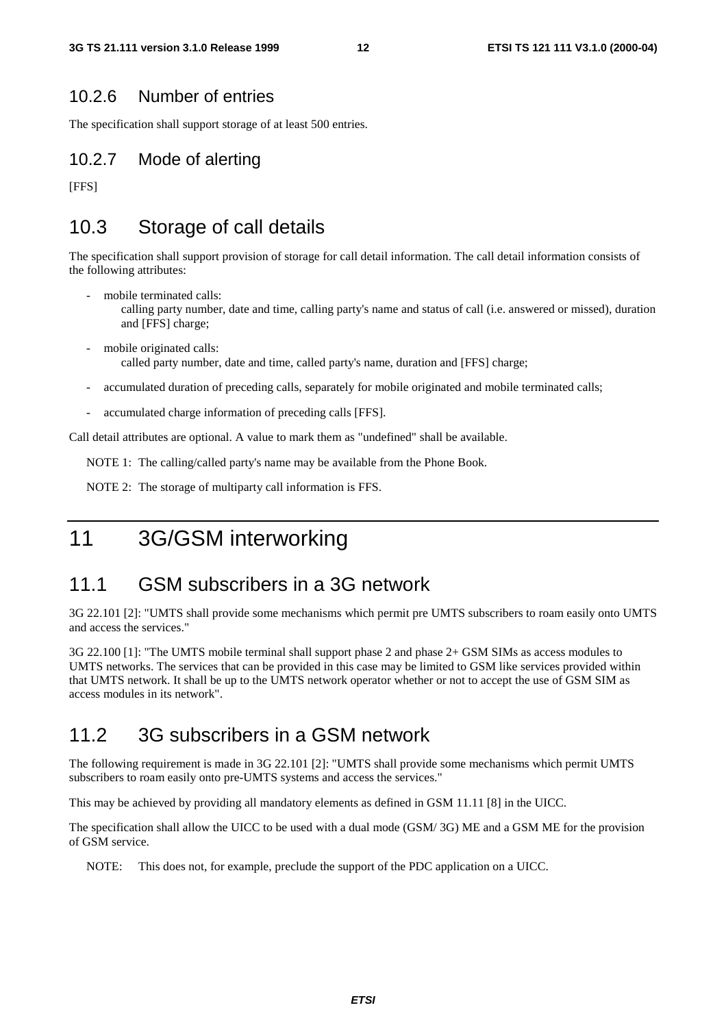### 10.2.6 Number of entries

The specification shall support storage of at least 500 entries.

### 10.2.7 Mode of alerting

[FFS]

## 10.3 Storage of call details

The specification shall support provision of storage for call detail information. The call detail information consists of the following attributes:

- mobile terminated calls:
  calling party number, date and time, calling party's name and status of call (i.e. answered or missed), duration and [FFS] charge;
- mobile originated calls:
  called party number, date and time, called party's name, duration and [FFS] charge;
- accumulated duration of preceding calls, separately for mobile originated and mobile terminated calls;
- accumulated charge information of preceding calls [FFS].

Call detail attributes are optional. A value to mark them as "undefined" shall be available.

NOTE 1: The calling/called party's name may be available from the Phone Book.

NOTE 2: The storage of multiparty call information is FFS.

# 11 3G/GSM interworking

## 11.1 GSM subscribers in a 3G network

3G 22.101 [2]: "UMTS shall provide some mechanisms which permit pre UMTS subscribers to roam easily onto UMTS and access the services."

3G 22.100 [1]: "The UMTS mobile terminal shall support phase 2 and phase 2+ GSM SIMs as access modules to UMTS networks. The services that can be provided in this case may be limited to GSM like services provided within that UMTS network. It shall be up to the UMTS network operator whether or not to accept the use of GSM SIM as access modules in its network".

## 11.2 3G subscribers in a GSM network

The following requirement is made in 3G 22.101 [2]: "UMTS shall provide some mechanisms which permit UMTS subscribers to roam easily onto pre-UMTS systems and access the services."

This may be achieved by providing all mandatory elements as defined in GSM 11.11 [8] in the UICC.

The specification shall allow the UICC to be used with a dual mode (GSM/ 3G) ME and a GSM ME for the provision of GSM service.

NOTE: This does not, for example, preclude the support of the PDC application on a UICC.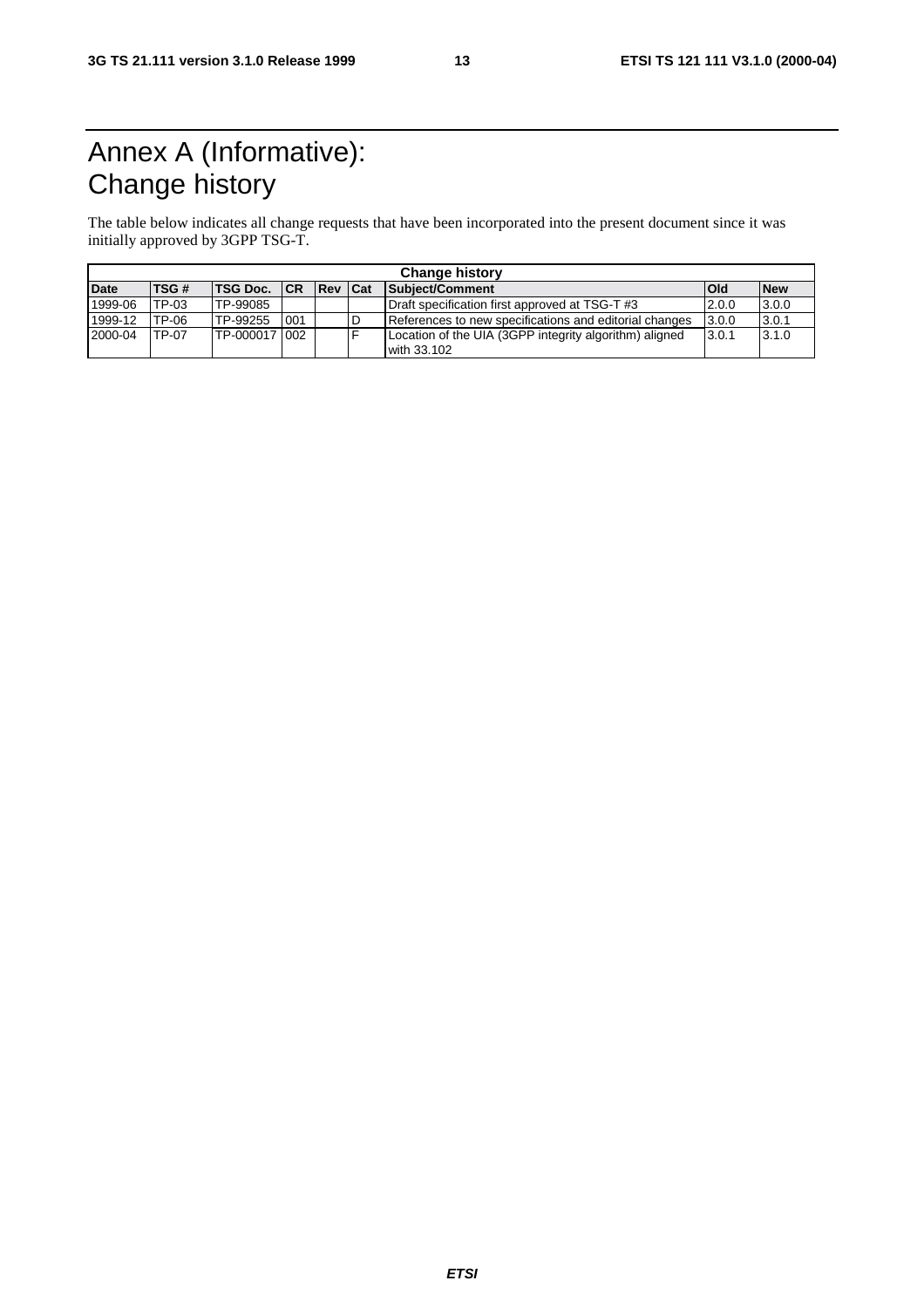# Annex A (Informative): Change history

The table below indicates all change requests that have been incorporated into the present document since it was initially approved by 3GPP TSG-T.

| Change history | | | | | | | | |
|---|---|---|---|---|---|---|---|---|
| **Date** | **TSG #** | **TSG Doc.** | **CR** | **Rev** | **Cat** | **Subject/Comment** | **Old** | **New** |
| 1999-06 | TP-03 | TP-99085 | | | | Draft specification first approved at TSG-T #3 | 2.0.0 | 3.0.0 |
| 1999-12 | TP-06 | TP-99255 | 001 | | D | References to new specifications and editorial changes | 3.0.0 | 3.0.1 |
| 2000-04 | TP-07 | TP-000017 | 002 | | F | Location of the UIA (3GPP integrity algorithm) aligned with 33.102 | 3.0.1 | 3.1.0 |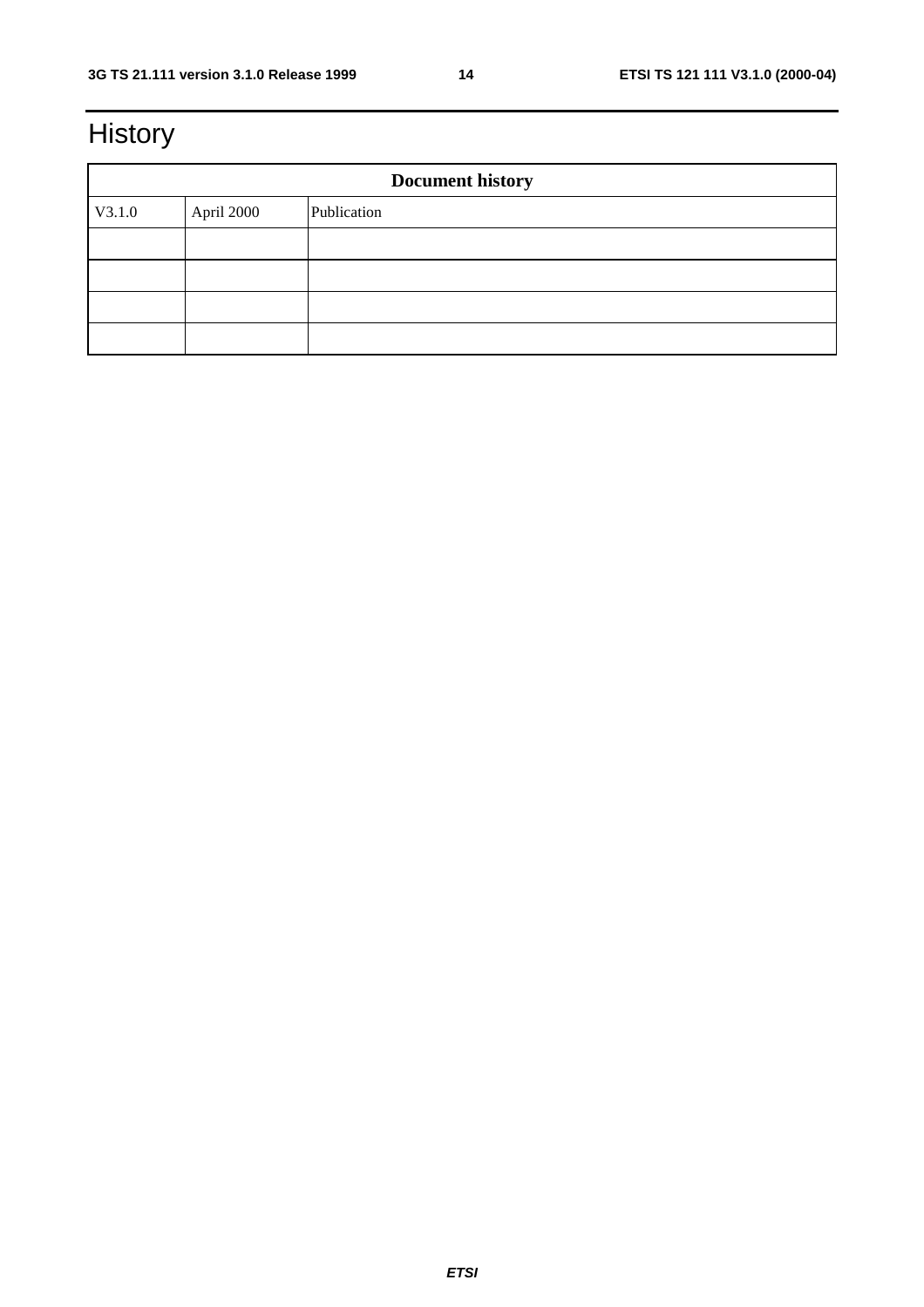# History

| Document history | | |
|---|---|---|
| V3.1.0 | April 2000 | Publication |
| | | |
| | | |
| | | |
| | | |